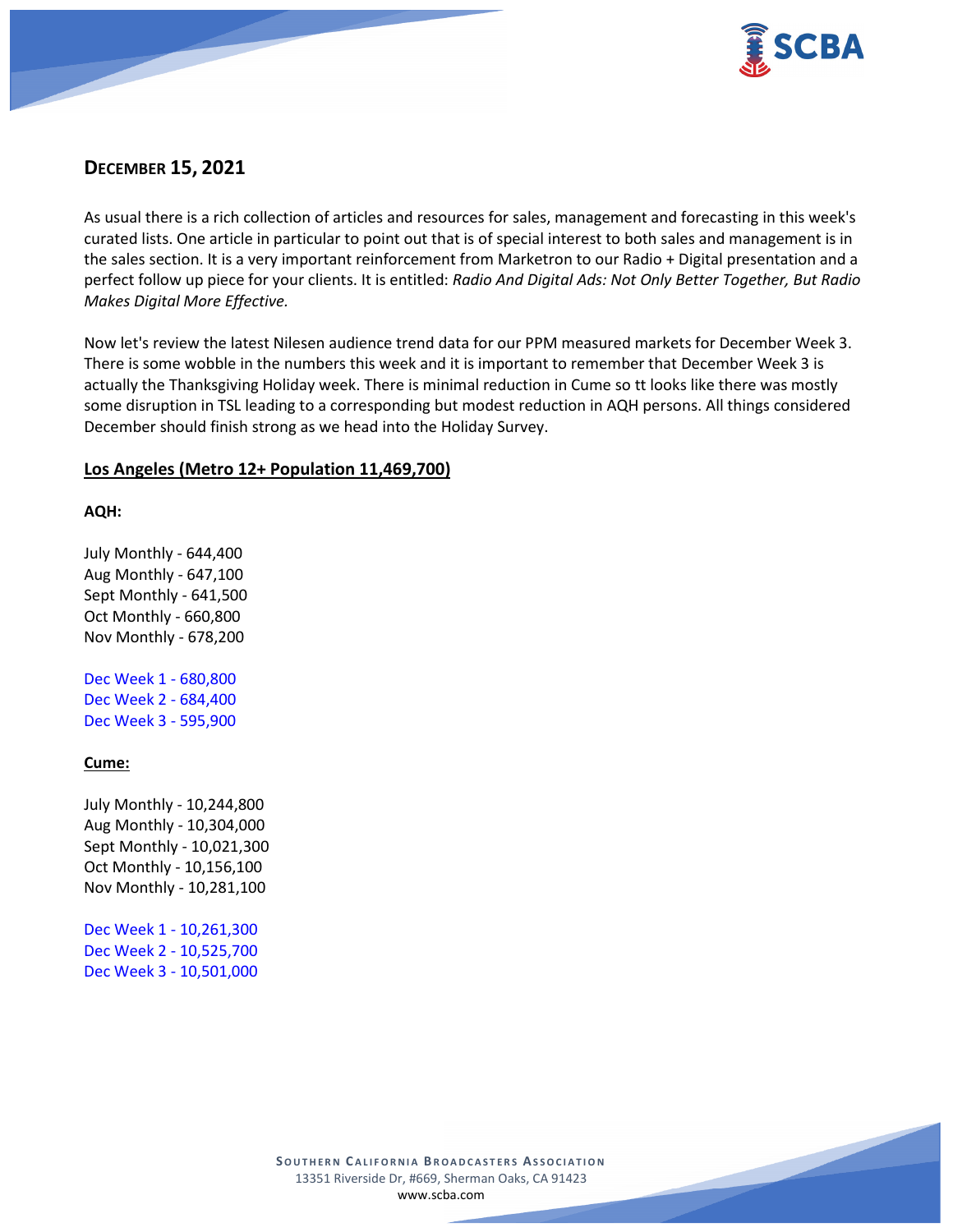## DECEMBER 15, 2021

As usual there is a rich collection of articles and resources for sales, management and forecasting in this week's curated lists. One article in particular to point out that is of special interest to both sales and management is in the sales section. It is a very important reinforcement from Marketron to our Radio + Digital presentation and a perfect follow up piece for your clients. It is entitled: *Radio And Digital Ads: Not Only Better Together, But Radio Makes Digital More Effective.*

Now let's review the latest Nilesen audience trend data for our PPM measured markets for December Week 3. There is some wobble in the numbers this week and it is important to remember that December Week 3 is actually the Thanksgiving Holiday week. There is minimal reduction in Cume so tt looks like there was mostly some disruption in TSL leading to a corresponding but modest reduction in AQH persons. All things considered December should finish strong as we head into the Holiday Survey.

### Los Angeles (Metro 12+ Population 11,469,700)

**AQH:**

July Monthly - 644,400
Aug Monthly - 647,100
Sept Monthly - 641,500
Oct Monthly - 660,800
Nov Monthly - 678,200

Dec Week 1 - 680,800
Dec Week 2 - 684,400
Dec Week 3 - 595,900

**Cume:**

July Monthly - 10,244,800
Aug Monthly - 10,304,000
Sept Monthly - 10,021,300
Oct Monthly - 10,156,100
Nov Monthly - 10,281,100

Dec Week 1 - 10,261,300
Dec Week 2 - 10,525,700
Dec Week 3 - 10,501,000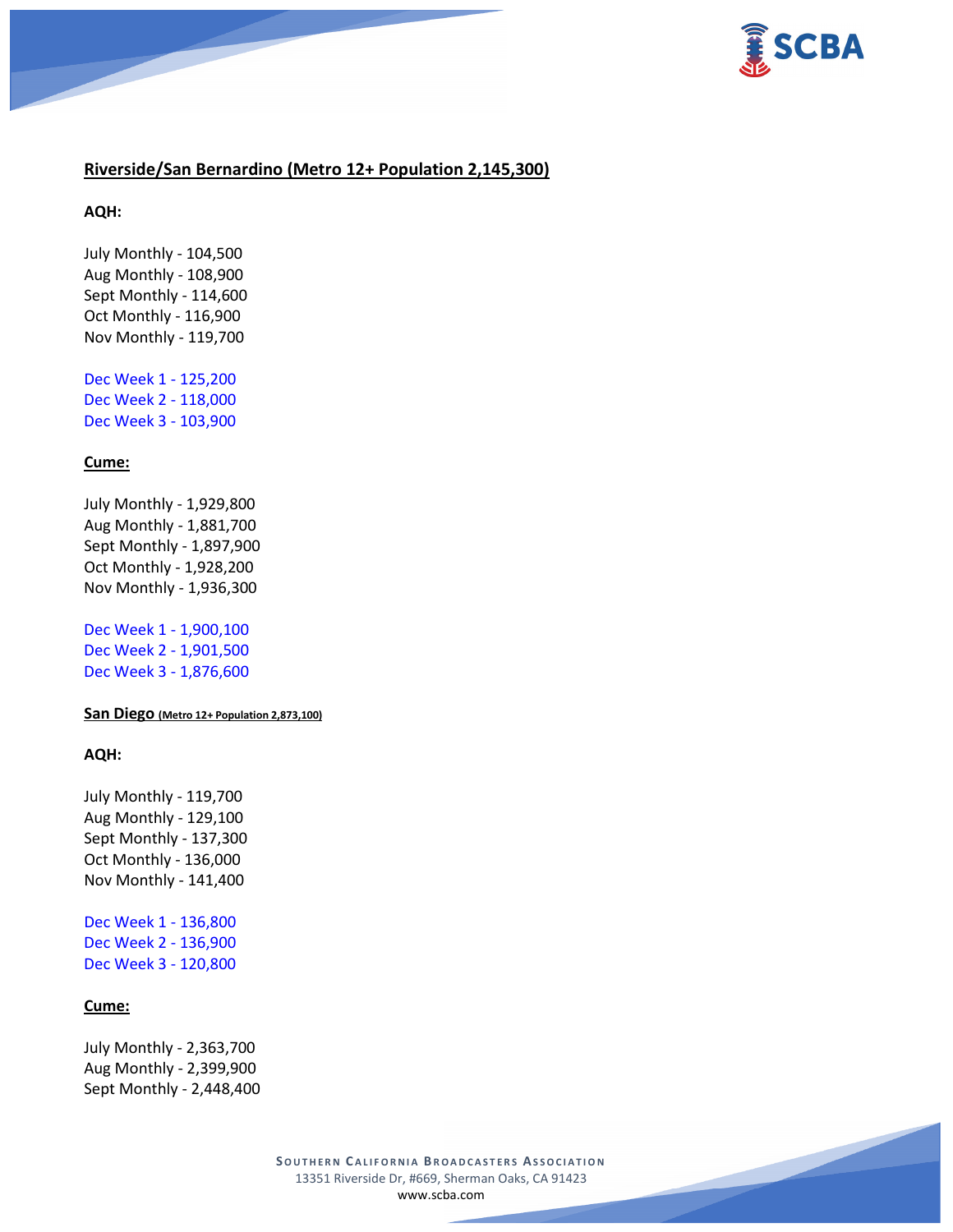**Riverside/San Bernardino (Metro 12+ Population 2,145,300)**

**AQH:**

July Monthly - 104,500
Aug Monthly - 108,900
Sept Monthly - 114,600
Oct Monthly - 116,900
Nov Monthly - 119,700

Dec Week 1 - 125,200
Dec Week 2 - 118,000
Dec Week 3 - 103,900

**Cume:**

July Monthly - 1,929,800
Aug Monthly - 1,881,700
Sept Monthly - 1,897,900
Oct Monthly - 1,928,200
Nov Monthly - 1,936,300

Dec Week 1 - 1,900,100
Dec Week 2 - 1,901,500
Dec Week 3 - 1,876,600

**San Diego (Metro 12+ Population 2,873,100)**

**AQH:**

July Monthly - 119,700
Aug Monthly - 129,100
Sept Monthly - 137,300
Oct Monthly - 136,000
Nov Monthly - 141,400

Dec Week 1 - 136,800
Dec Week 2 - 136,900
Dec Week 3 - 120,800

**Cume:**

July Monthly - 2,363,700
Aug Monthly - 2,399,900
Sept Monthly - 2,448,400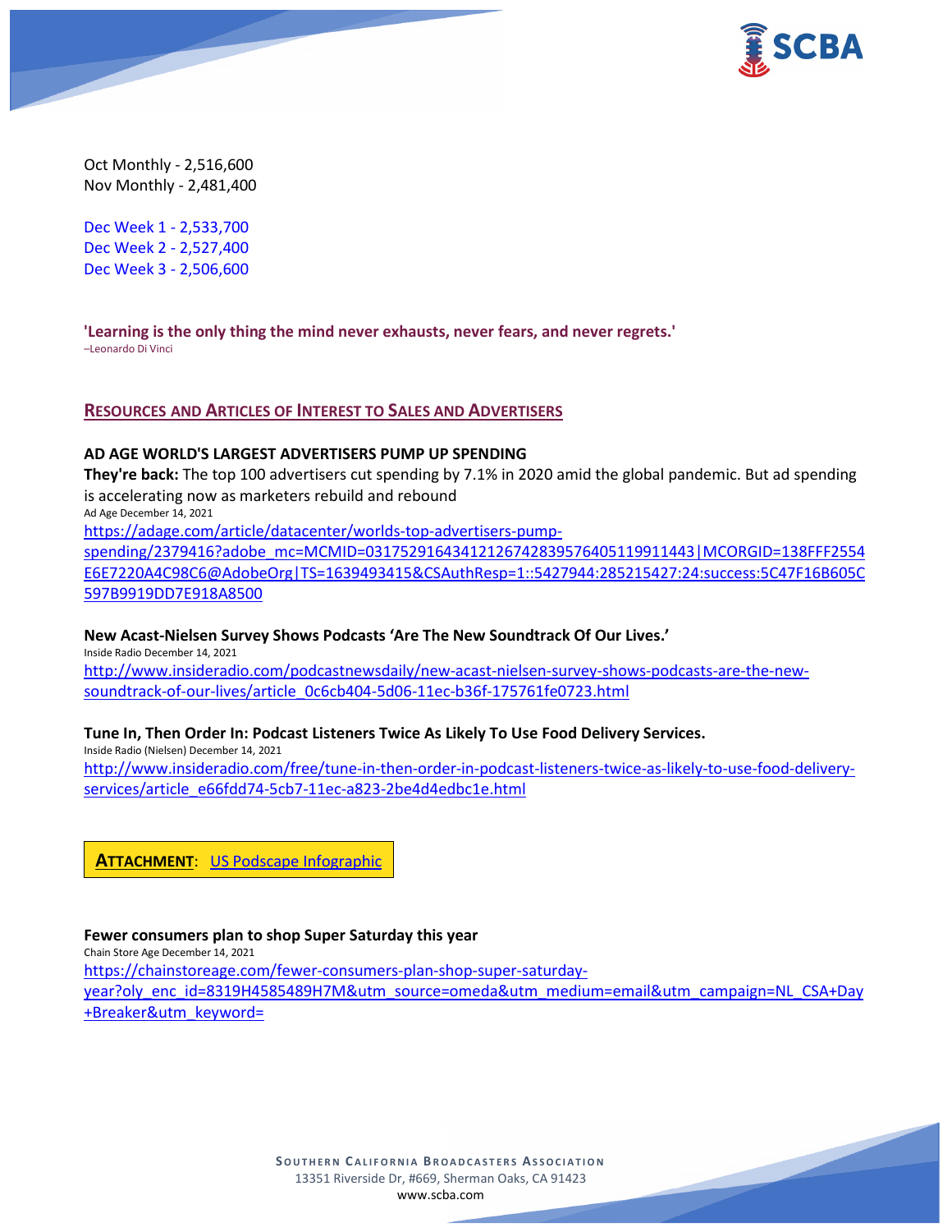Oct Monthly - 2,516,600
Nov Monthly - 2,481,400

Dec Week 1 - 2,533,700
Dec Week 2 - 2,527,400
Dec Week 3 - 2,506,600

**'Learning is the only thing the mind never exhausts, never fears, and never regrets.'**
–Leonardo Di Vinci

## RESOURCES AND ARTICLES OF INTEREST TO SALES AND ADVERTISERS

**AD AGE WORLD'S LARGEST ADVERTISERS PUMP UP SPENDING**
**They're back:** The top 100 advertisers cut spending by 7.1% in 2020 amid the global pandemic. But ad spending is accelerating now as marketers rebuild and rebound
Ad Age December 14, 2021
https://adage.com/article/datacenter/worlds-top-advertisers-pump-spending/2379416?adobe_mc=MCMID=03175291643412126742839576405119911443|MCORGID=138FFF2554E6E7220A4C98C6@AdobeOrg|TS=1639493415&CSAuthResp=1::5427944:285215427:24:success:5C47F16B605C597B9919DD7E918A8500

**New Acast-Nielsen Survey Shows Podcasts 'Are The New Soundtrack Of Our Lives.'**
Inside Radio December 14, 2021
http://www.insideradio.com/podcastnewsdaily/new-acast-nielsen-survey-shows-podcasts-are-the-new-soundtrack-of-our-lives/article_0c6cb404-5d06-11ec-b36f-175761fe0723.html

**Tune In, Then Order In: Podcast Listeners Twice As Likely To Use Food Delivery Services.**
Inside Radio (Nielsen) December 14, 2021
http://www.insideradio.com/free/tune-in-then-order-in-podcast-listeners-twice-as-likely-to-use-food-delivery-services/article_e66fdd74-5cb7-11ec-a823-2be4d4edbc1e.html

**ATTACHMENT**: US Podscape Infographic

**Fewer consumers plan to shop Super Saturday this year**
Chain Store Age December 14, 2021
https://chainstoreage.com/fewer-consumers-plan-shop-super-saturday-year?oly_enc_id=8319H4585489H7M&utm_source=omeda&utm_medium=email&utm_campaign=NL_CSA+Day+Breaker&utm_keyword=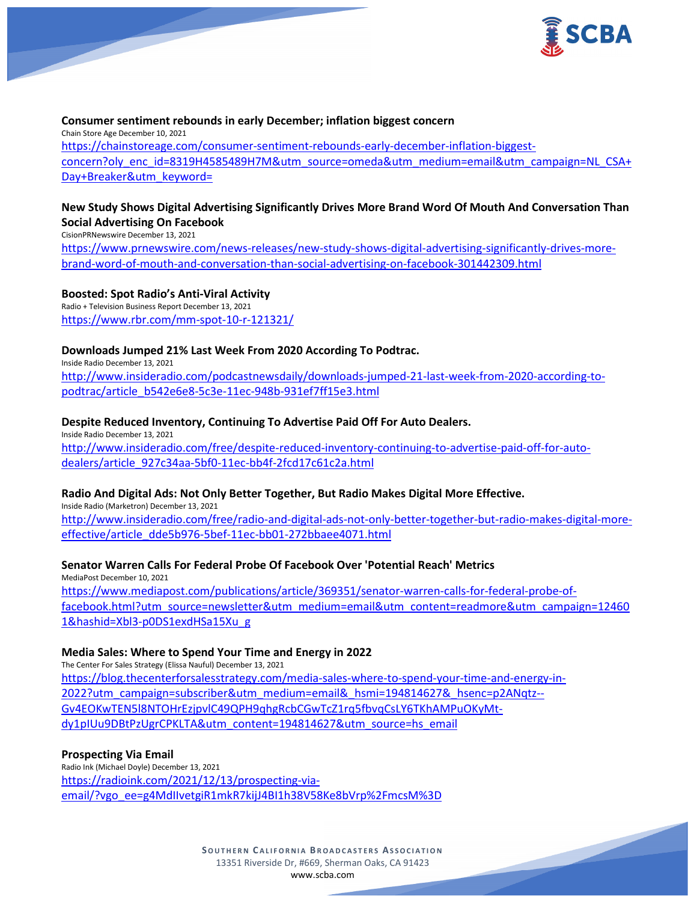**Consumer sentiment rebounds in early December; inflation biggest concern**
Chain Store Age December 10, 2021
[https://chainstoreage.com/consumer-sentiment-rebounds-early-december-inflation-biggest-concern?oly_enc_id=8319H4585489H7M&utm_source=omeda&utm_medium=email&utm_campaign=NL_CSA+Day+Breaker&utm_keyword=](https://chainstoreage.com/consumer-sentiment-rebounds-early-december-inflation-biggest-concern?oly_enc_id=8319H4585489H7M&utm_source=omeda&utm_medium=email&utm_campaign=NL_CSA+Day+Breaker&utm_keyword=)

**New Study Shows Digital Advertising Significantly Drives More Brand Word Of Mouth And Conversation Than Social Advertising On Facebook**
CisionPRNewswire December 13, 2021
[https://www.prnewswire.com/news-releases/new-study-shows-digital-advertising-significantly-drives-more-brand-word-of-mouth-and-conversation-than-social-advertising-on-facebook-301442309.html](https://www.prnewswire.com/news-releases/new-study-shows-digital-advertising-significantly-drives-more-brand-word-of-mouth-and-conversation-than-social-advertising-on-facebook-301442309.html)

**Boosted: Spot Radio's Anti-Viral Activity**
Radio + Television Business Report December 13, 2021
[https://www.rbr.com/mm-spot-10-r-121321/](https://www.rbr.com/mm-spot-10-r-121321/)

**Downloads Jumped 21% Last Week From 2020 According To Podtrac.**
Inside Radio December 13, 2021
[http://www.insideradio.com/podcastnewsdaily/downloads-jumped-21-last-week-from-2020-according-to-podtrac/article_b542e6e8-5c3e-11ec-948b-931ef7ff15e3.html](http://www.insideradio.com/podcastnewsdaily/downloads-jumped-21-last-week-from-2020-according-to-podtrac/article_b542e6e8-5c3e-11ec-948b-931ef7ff15e3.html)

**Despite Reduced Inventory, Continuing To Advertise Paid Off For Auto Dealers.**
Inside Radio December 13, 2021
[http://www.insideradio.com/free/despite-reduced-inventory-continuing-to-advertise-paid-off-for-auto-dealers/article_927c34aa-5bf0-11ec-bb4f-2fcd17c61c2a.html](http://www.insideradio.com/free/despite-reduced-inventory-continuing-to-advertise-paid-off-for-auto-dealers/article_927c34aa-5bf0-11ec-bb4f-2fcd17c61c2a.html)

**Radio And Digital Ads: Not Only Better Together, But Radio Makes Digital More Effective.**
Inside Radio (Marketron) December 13, 2021
[http://www.insideradio.com/free/radio-and-digital-ads-not-only-better-together-but-radio-makes-digital-more-effective/article_dde5b976-5bef-11ec-bb01-272bbaee4071.html](http://www.insideradio.com/free/radio-and-digital-ads-not-only-better-together-but-radio-makes-digital-more-effective/article_dde5b976-5bef-11ec-bb01-272bbaee4071.html)

**Senator Warren Calls For Federal Probe Of Facebook Over 'Potential Reach' Metrics**
MediaPost December 10, 2021
[https://www.mediapost.com/publications/article/369351/senator-warren-calls-for-federal-probe-of-facebook.html?utm_source=newsletter&utm_medium=email&utm_content=readmore&utm_campaign=124601&hashid=Xbl3-p0DS1exdHSa15Xu_g](https://www.mediapost.com/publications/article/369351/senator-warren-calls-for-federal-probe-of-facebook.html?utm_source=newsletter&utm_medium=email&utm_content=readmore&utm_campaign=124601&hashid=Xbl3-p0DS1exdHSa15Xu_g)

**Media Sales: Where to Spend Your Time and Energy in 2022**
The Center For Sales Strategy (Elissa Naufal) December 13, 2021
[https://blog.thecenterforsalesstrategy.com/media-sales-where-to-spend-your-time-and-energy-in-2022?utm_campaign=subscriber&utm_medium=email&_hsmi=194814627&_hsenc=p2ANqtz--Gv4EOKwTEN5l8NTOHrEzjpvlC49QPH9qhgRcbCGwTcZ1rq5fbvqCsLY6TKhAMPuOKyMt-dy1pIUu9DBtPzUgrCPKLTA&utm_content=194814627&utm_source=hs_email](https://blog.thecenterforsalesstrategy.com/media-sales-where-to-spend-your-time-and-energy-in-2022?utm_campaign=subscriber&utm_medium=email&_hsmi=194814627&_hsenc=p2ANqtz--Gv4EOKwTEN5l8NTOHrEzjpvlC49QPH9qhgRcbCGwTcZ1rq5fbvqCsLY6TKhAMPuOKyMt-dy1pIUu9DBtPzUgrCPKLTA&utm_content=194814627&utm_source=hs_email)

**Prospecting Via Email**
Radio Ink (Michael Doyle) December 13, 2021
[https://radioink.com/2021/12/13/prospecting-via-email/?vgo_ee=g4MdIlvetgiR1mkR7kijJ4BI1h38V58Ke8bVrp%2FmcsM%3D](https://radioink.com/2021/12/13/prospecting-via-email/?vgo_ee=g4MdIlvetgiR1mkR7kijJ4BI1h38V58Ke8bVrp%2FmcsM%3D)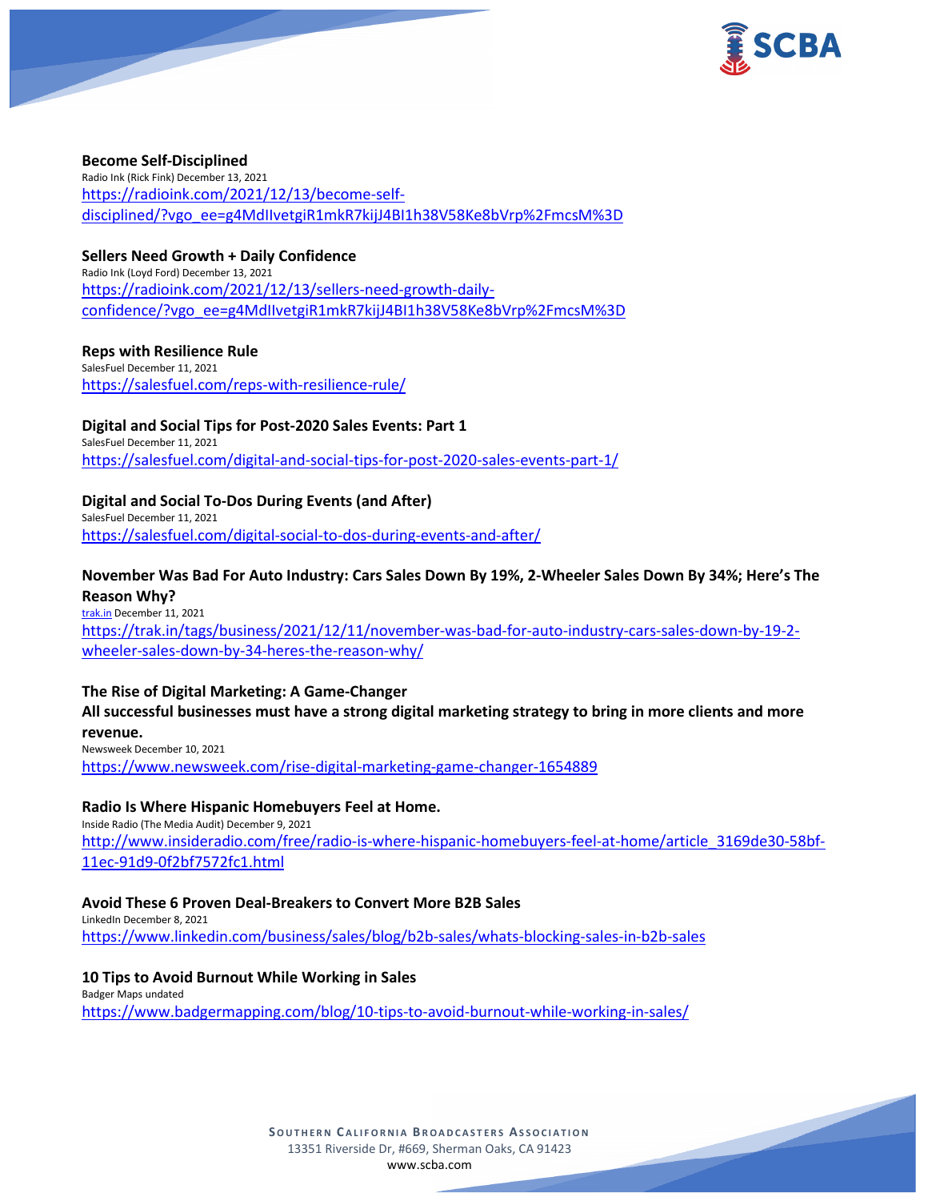**Become Self-Disciplined**
Radio Ink (Rick Fink) December 13, 2021
https://radioink.com/2021/12/13/become-self-disciplined/?vgo_ee=g4MdIIvetgiR1mkR7kijJ4BI1h38V58Ke8bVrp%2FmcsM%3D

**Sellers Need Growth + Daily Confidence**
Radio Ink (Loyd Ford) December 13, 2021
https://radioink.com/2021/12/13/sellers-need-growth-daily-confidence/?vgo_ee=g4MdIIvetgiR1mkR7kijJ4BI1h38V58Ke8bVrp%2FmcsM%3D

**Reps with Resilience Rule**
SalesFuel December 11, 2021
https://salesfuel.com/reps-with-resilience-rule/

**Digital and Social Tips for Post-2020 Sales Events: Part 1**
SalesFuel December 11, 2021
https://salesfuel.com/digital-and-social-tips-for-post-2020-sales-events-part-1/

**Digital and Social To-Dos During Events (and After)**
SalesFuel December 11, 2021
https://salesfuel.com/digital-social-to-dos-during-events-and-after/

**November Was Bad For Auto Industry: Cars Sales Down By 19%, 2-Wheeler Sales Down By 34%; Here's The Reason Why?**
trak.in December 11, 2021
https://trak.in/tags/business/2021/12/11/november-was-bad-for-auto-industry-cars-sales-down-by-19-2-wheeler-sales-down-by-34-heres-the-reason-why/

**The Rise of Digital Marketing: A Game-Changer**
**All successful businesses must have a strong digital marketing strategy to bring in more clients and more revenue.**
Newsweek December 10, 2021
https://www.newsweek.com/rise-digital-marketing-game-changer-1654889

**Radio Is Where Hispanic Homebuyers Feel at Home.**
Inside Radio (The Media Audit) December 9, 2021
http://www.insideradio.com/free/radio-is-where-hispanic-homebuyers-feel-at-home/article_3169de30-58bf-11ec-91d9-0f2bf7572fc1.html

**Avoid These 6 Proven Deal-Breakers to Convert More B2B Sales**
LinkedIn December 8, 2021
https://www.linkedin.com/business/sales/blog/b2b-sales/whats-blocking-sales-in-b2b-sales

**10 Tips to Avoid Burnout While Working in Sales**
Badger Maps undated
https://www.badgermapping.com/blog/10-tips-to-avoid-burnout-while-working-in-sales/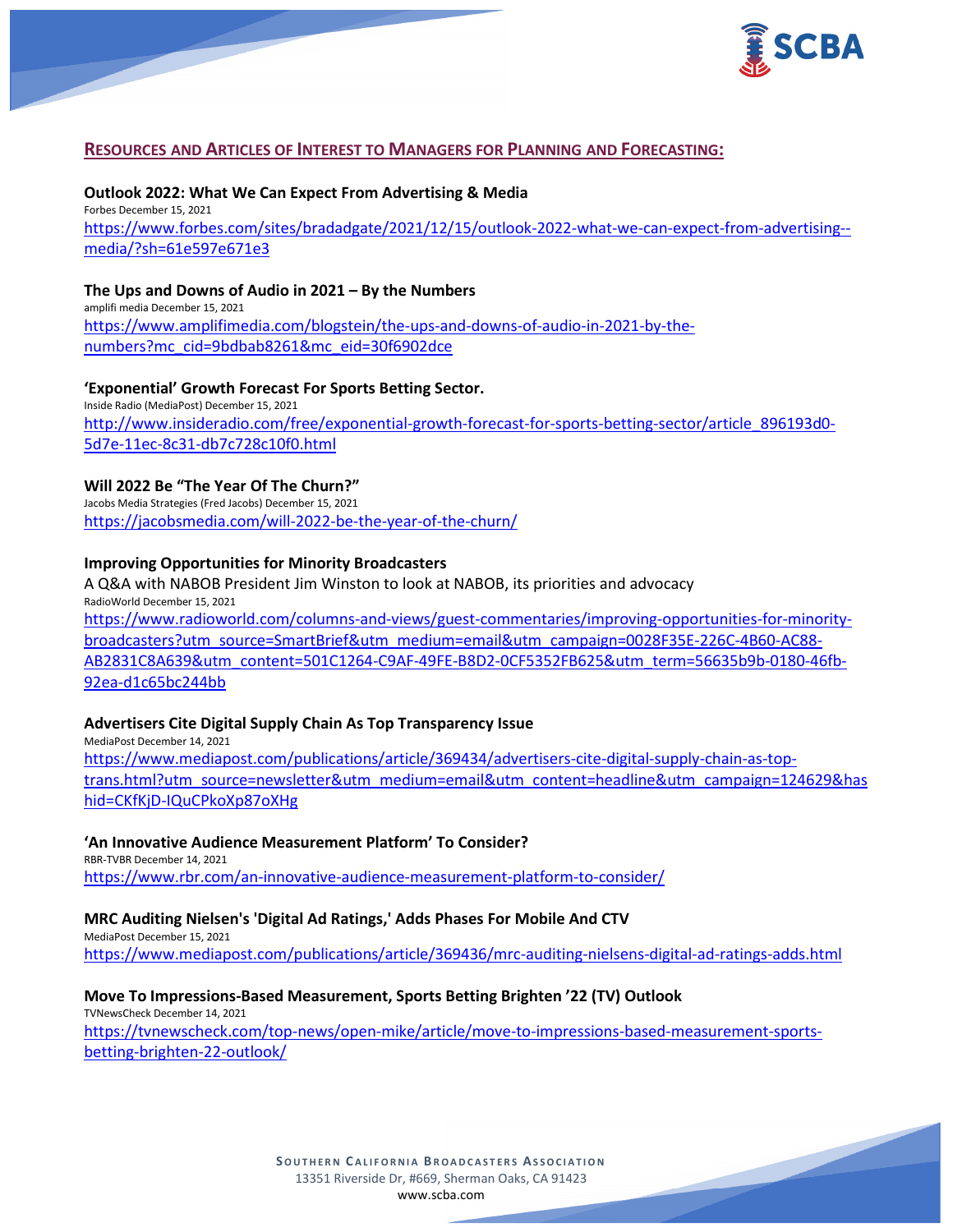## RESOURCES AND ARTICLES OF INTEREST TO MANAGERS FOR PLANNING AND FORECASTING:

**Outlook 2022: What We Can Expect From Advertising & Media**
Forbes December 15, 2021
https://www.forbes.com/sites/bradadgate/2021/12/15/outlook-2022-what-we-can-expect-from-advertising--media/?sh=61e597e671e3

**The Ups and Downs of Audio in 2021 – By the Numbers**
amplifi media December 15, 2021
https://www.amplifimedia.com/blogstein/the-ups-and-downs-of-audio-in-2021-by-the-numbers?mc_cid=9bdbab8261&mc_eid=30f6902dce

**'Exponential' Growth Forecast For Sports Betting Sector.**
Inside Radio (MediaPost) December 15, 2021
http://www.insideradio.com/free/exponential-growth-forecast-for-sports-betting-sector/article_896193d0-5d7e-11ec-8c31-db7c728c10f0.html

**Will 2022 Be "The Year Of The Churn?"**
Jacobs Media Strategies (Fred Jacobs) December 15, 2021
https://jacobsmedia.com/will-2022-be-the-year-of-the-churn/

**Improving Opportunities for Minority Broadcasters**
A Q&A with NABOB President Jim Winston to look at NABOB, its priorities and advocacy
RadioWorld December 15, 2021
https://www.radioworld.com/columns-and-views/guest-commentaries/improving-opportunities-for-minority-broadcasters?utm_source=SmartBrief&utm_medium=email&utm_campaign=0028F35E-226C-4B60-AC88-AB2831C8A639&utm_content=501C1264-C9AF-49FE-B8D2-0CF5352FB625&utm_term=56635b9b-0180-46fb-92ea-d1c65bc244bb

**Advertisers Cite Digital Supply Chain As Top Transparency Issue**
MediaPost December 14, 2021
https://www.mediapost.com/publications/article/369434/advertisers-cite-digital-supply-chain-as-top-trans.html?utm_source=newsletter&utm_medium=email&utm_content=headline&utm_campaign=124629&hashid=CKfKjD-IQuCPkoXp87oXHg

**'An Innovative Audience Measurement Platform' To Consider?**
RBR-TVBR December 14, 2021
https://www.rbr.com/an-innovative-audience-measurement-platform-to-consider/

**MRC Auditing Nielsen's 'Digital Ad Ratings,' Adds Phases For Mobile And CTV**
MediaPost December 15, 2021
https://www.mediapost.com/publications/article/369436/mrc-auditing-nielsens-digital-ad-ratings-adds.html

**Move To Impressions-Based Measurement, Sports Betting Brighten '22 (TV) Outlook**
TVNewsCheck December 14, 2021
https://tvnewscheck.com/top-news/open-mike/article/move-to-impressions-based-measurement-sports-betting-brighten-22-outlook/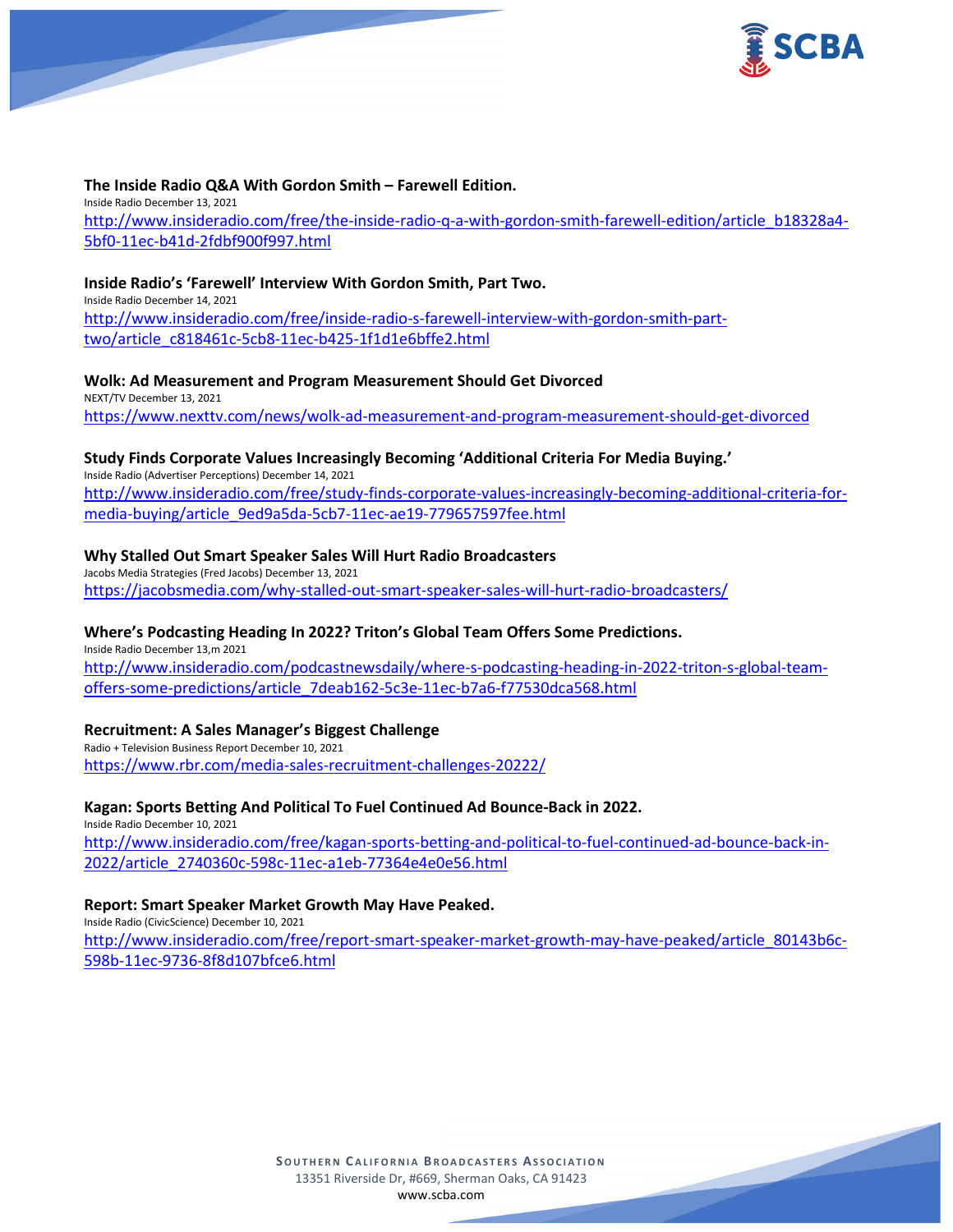**The Inside Radio Q&A With Gordon Smith – Farewell Edition.**
Inside Radio December 13, 2021
http://www.insideradio.com/free/the-inside-radio-q-a-with-gordon-smith-farewell-edition/article_b18328a4-5bf0-11ec-b41d-2fdbf900f997.html

**Inside Radio's 'Farewell' Interview With Gordon Smith, Part Two.**
Inside Radio December 14, 2021
http://www.insideradio.com/free/inside-radio-s-farewell-interview-with-gordon-smith-part-two/article_c818461c-5cb8-11ec-b425-1f1d1e6bffe2.html

**Wolk: Ad Measurement and Program Measurement Should Get Divorced**
NEXT/TV December 13, 2021
https://www.nexttv.com/news/wolk-ad-measurement-and-program-measurement-should-get-divorced

**Study Finds Corporate Values Increasingly Becoming 'Additional Criteria For Media Buying.'**
Inside Radio (Advertiser Perceptions) December 14, 2021
http://www.insideradio.com/free/study-finds-corporate-values-increasingly-becoming-additional-criteria-for-media-buying/article_9ed9a5da-5cb7-11ec-ae19-779657597fee.html

**Why Stalled Out Smart Speaker Sales Will Hurt Radio Broadcasters**
Jacobs Media Strategies (Fred Jacobs) December 13, 2021
https://jacobsmedia.com/why-stalled-out-smart-speaker-sales-will-hurt-radio-broadcasters/

**Where's Podcasting Heading In 2022? Triton's Global Team Offers Some Predictions.**
Inside Radio December 13,m 2021
http://www.insideradio.com/podcastnewsdaily/where-s-podcasting-heading-in-2022-triton-s-global-team-offers-some-predictions/article_7deab162-5c3e-11ec-b7a6-f77530dca568.html

**Recruitment: A Sales Manager's Biggest Challenge**
Radio + Television Business Report December 10, 2021
https://www.rbr.com/media-sales-recruitment-challenges-20222/

**Kagan: Sports Betting And Political To Fuel Continued Ad Bounce-Back in 2022.**
Inside Radio December 10, 2021
http://www.insideradio.com/free/kagan-sports-betting-and-political-to-fuel-continued-ad-bounce-back-in-2022/article_2740360c-598c-11ec-a1eb-77364e4e0e56.html

**Report: Smart Speaker Market Growth May Have Peaked.**
Inside Radio (CivicScience) December 10, 2021
http://www.insideradio.com/free/report-smart-speaker-market-growth-may-have-peaked/article_80143b6c-598b-11ec-9736-8f8d107bfce6.html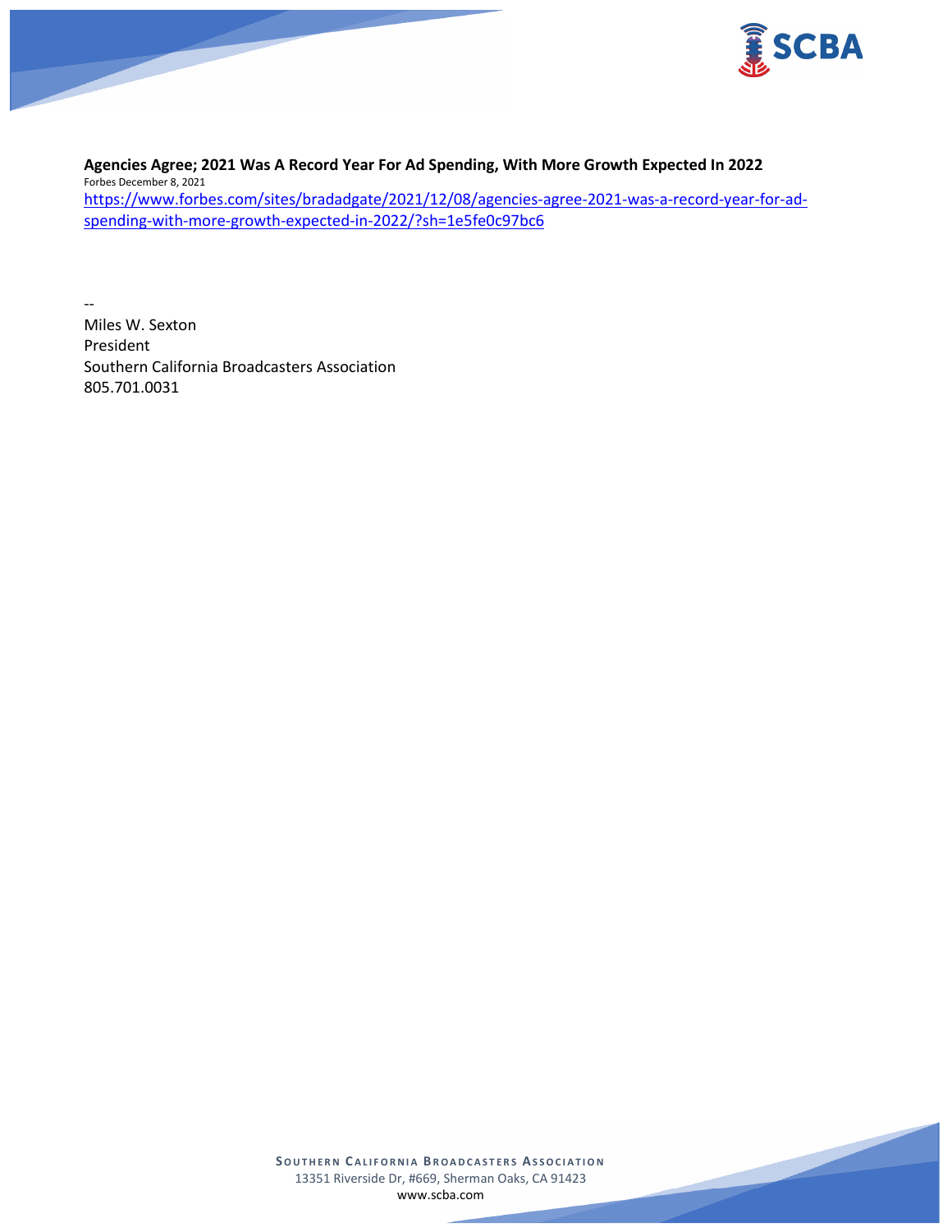**Agencies Agree; 2021 Was A Record Year For Ad Spending, With More Growth Expected In 2022**

Forbes December 8, 2021

https://www.forbes.com/sites/bradadgate/2021/12/08/agencies-agree-2021-was-a-record-year-for-ad-spending-with-more-growth-expected-in-2022/?sh=1e5fe0c97bc6

--

Miles W. Sexton
President
Southern California Broadcasters Association
805.701.0031